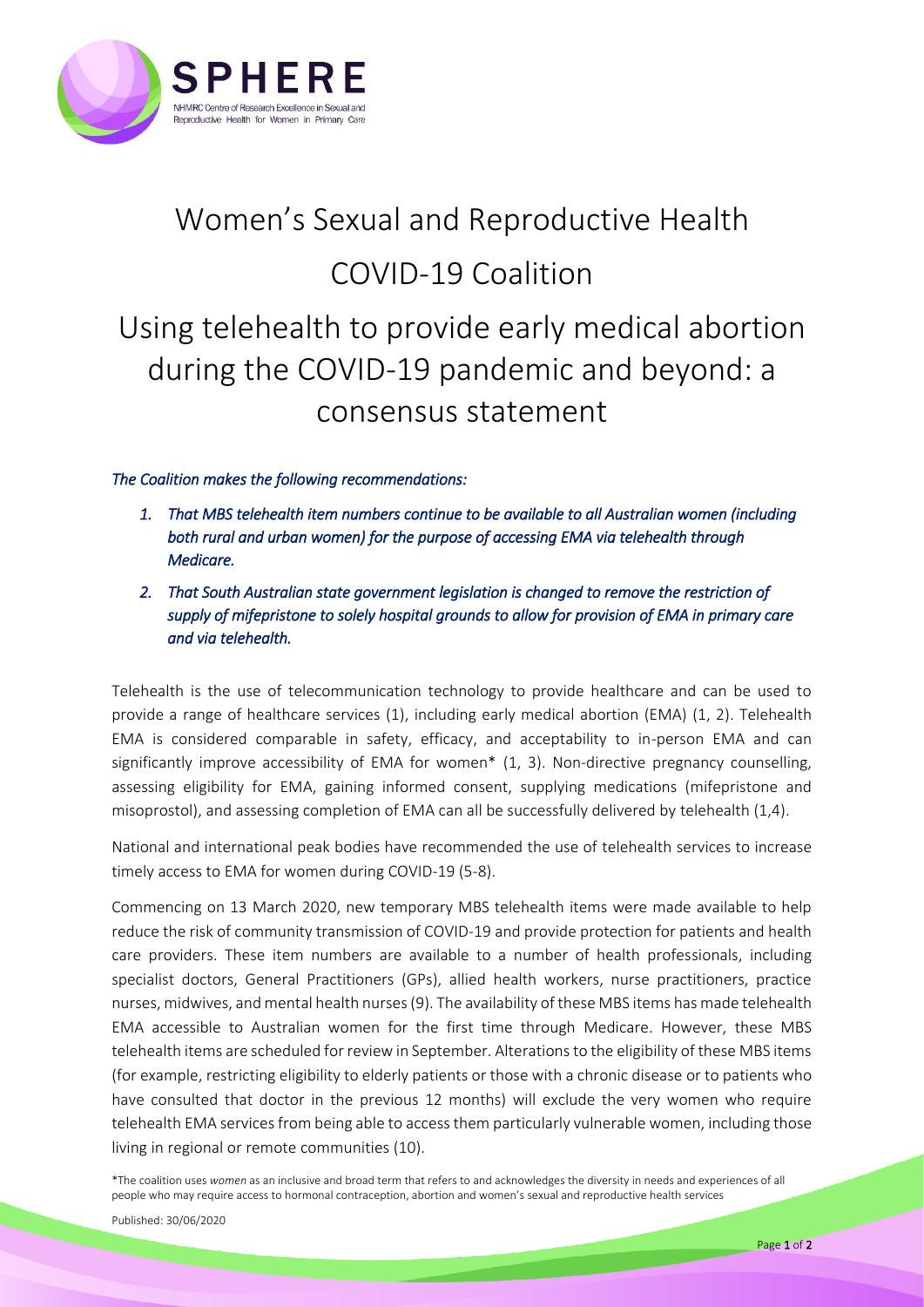# Women's Sexual and Reproductive Health COVID-19 Coalition

# Using telehealth to provide early medical abortion during the COVID-19 pandemic and beyond: a consensus statement

***The Coalition makes the following recommendations:***

1. *That MBS telehealth item numbers continue to be available to all Australian women (including both rural and urban women) for the purpose of accessing EMA via telehealth through Medicare.*
2. *That South Australian state government legislation is changed to remove the restriction of supply of mifepristone to solely hospital grounds to allow for provision of EMA in primary care and via telehealth.*

Telehealth is the use of telecommunication technology to provide healthcare and can be used to provide a range of healthcare services (1), including early medical abortion (EMA) (1, 2). Telehealth EMA is considered comparable in safety, efficacy, and acceptability to in-person EMA and can significantly improve accessibility of EMA for women* (1, 3). Non-directive pregnancy counselling, assessing eligibility for EMA, gaining informed consent, supplying medications (mifepristone and misoprostol), and assessing completion of EMA can all be successfully delivered by telehealth (1,4).

National and international peak bodies have recommended the use of telehealth services to increase timely access to EMA for women during COVID-19 (5-8).

Commencing on 13 March 2020, new temporary MBS telehealth items were made available to help reduce the risk of community transmission of COVID-19 and provide protection for patients and health care providers. These item numbers are available to a number of health professionals, including specialist doctors, General Practitioners (GPs), allied health workers, nurse practitioners, practice nurses, midwives, and mental health nurses (9). The availability of these MBS items has made telehealth EMA accessible to Australian women for the first time through Medicare. However, these MBS telehealth items are scheduled for review in September. Alterations to the eligibility of these MBS items (for example, restricting eligibility to elderly patients or those with a chronic disease or to patients who have consulted that doctor in the previous 12 months) will exclude the very women who require telehealth EMA services from being able to access them particularly vulnerable women, including those living in regional or remote communities (10).

*The coalition uses *women* as an inclusive and broad term that refers to and acknowledges the diversity in needs and experiences of all people who may require access to hormonal contraception, abortion and women's sexual and reproductive health services

Published: 30/06/2020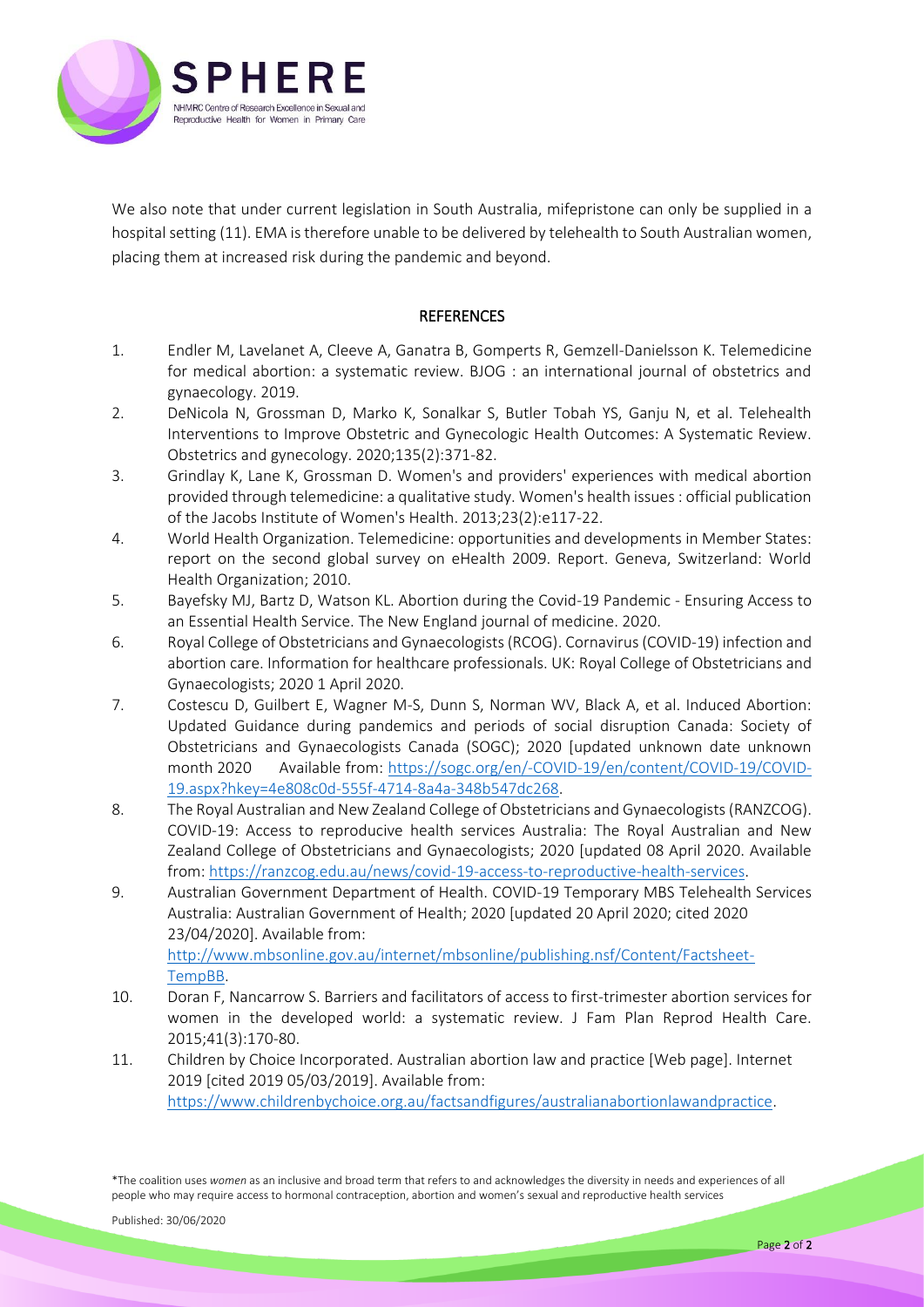We also note that under current legislation in South Australia, mifepristone can only be supplied in a hospital setting (11). EMA is therefore unable to be delivered by telehealth to South Australian women, placing them at increased risk during the pandemic and beyond.

## REFERENCES

1. Endler M, Lavelanet A, Cleeve A, Ganatra B, Gomperts R, Gemzell-Danielsson K. Telemedicine for medical abortion: a systematic review. BJOG : an international journal of obstetrics and gynaecology. 2019.
2. DeNicola N, Grossman D, Marko K, Sonalkar S, Butler Tobah YS, Ganju N, et al. Telehealth Interventions to Improve Obstetric and Gynecologic Health Outcomes: A Systematic Review. Obstetrics and gynecology. 2020;135(2):371-82.
3. Grindlay K, Lane K, Grossman D. Women's and providers' experiences with medical abortion provided through telemedicine: a qualitative study. Women's health issues : official publication of the Jacobs Institute of Women's Health. 2013;23(2):e117-22.
4. World Health Organization. Telemedicine: opportunities and developments in Member States: report on the second global survey on eHealth 2009. Report. Geneva, Switzerland: World Health Organization; 2010.
5. Bayefsky MJ, Bartz D, Watson KL. Abortion during the Covid-19 Pandemic - Ensuring Access to an Essential Health Service. The New England journal of medicine. 2020.
6. Royal College of Obstetricians and Gynaecologists (RCOG). Cornavirus (COVID-19) infection and abortion care. Information for healthcare professionals. UK: Royal College of Obstetricians and Gynaecologists; 2020 1 April 2020.
7. Costescu D, Guilbert E, Wagner M-S, Dunn S, Norman WV, Black A, et al. Induced Abortion: Updated Guidance during pandemics and periods of social disruption Canada: Society of Obstetricians and Gynaecologists Canada (SOGC); 2020 [updated unknown date unknown month 2020 Available from: https://sogc.org/en/-COVID-19/en/content/COVID-19/COVID-19.aspx?hkey=4e808c0d-555f-4714-8a4a-348b547dc268.
8. The Royal Australian and New Zealand College of Obstetricians and Gynaecologists (RANZCOG). COVID-19: Access to reproducive health services Australia: The Royal Australian and New Zealand College of Obstetricians and Gynaecologists; 2020 [updated 08 April 2020. Available from: https://ranzcog.edu.au/news/covid-19-access-to-reproductive-health-services.
9. Australian Government Department of Health. COVID-19 Temporary MBS Telehealth Services Australia: Australian Government of Health; 2020 [updated 20 April 2020; cited 2020 23/04/2020]. Available from: http://www.mbsonline.gov.au/internet/mbsonline/publishing.nsf/Content/Factsheet-TempBB.
10. Doran F, Nancarrow S. Barriers and facilitators of access to first-trimester abortion services for women in the developed world: a systematic review. J Fam Plan Reprod Health Care. 2015;41(3):170-80.
11. Children by Choice Incorporated. Australian abortion law and practice [Web page]. Internet 2019 [cited 2019 05/03/2019]. Available from: https://www.childrenbychoice.org.au/factsandfigures/australianabortionlawandpractice.

*The coalition uses *women* as an inclusive and broad term that refers to and acknowledges the diversity in needs and experiences of all people who may require access to hormonal contraception, abortion and women's sexual and reproductive health services

Published: 30/06/2020